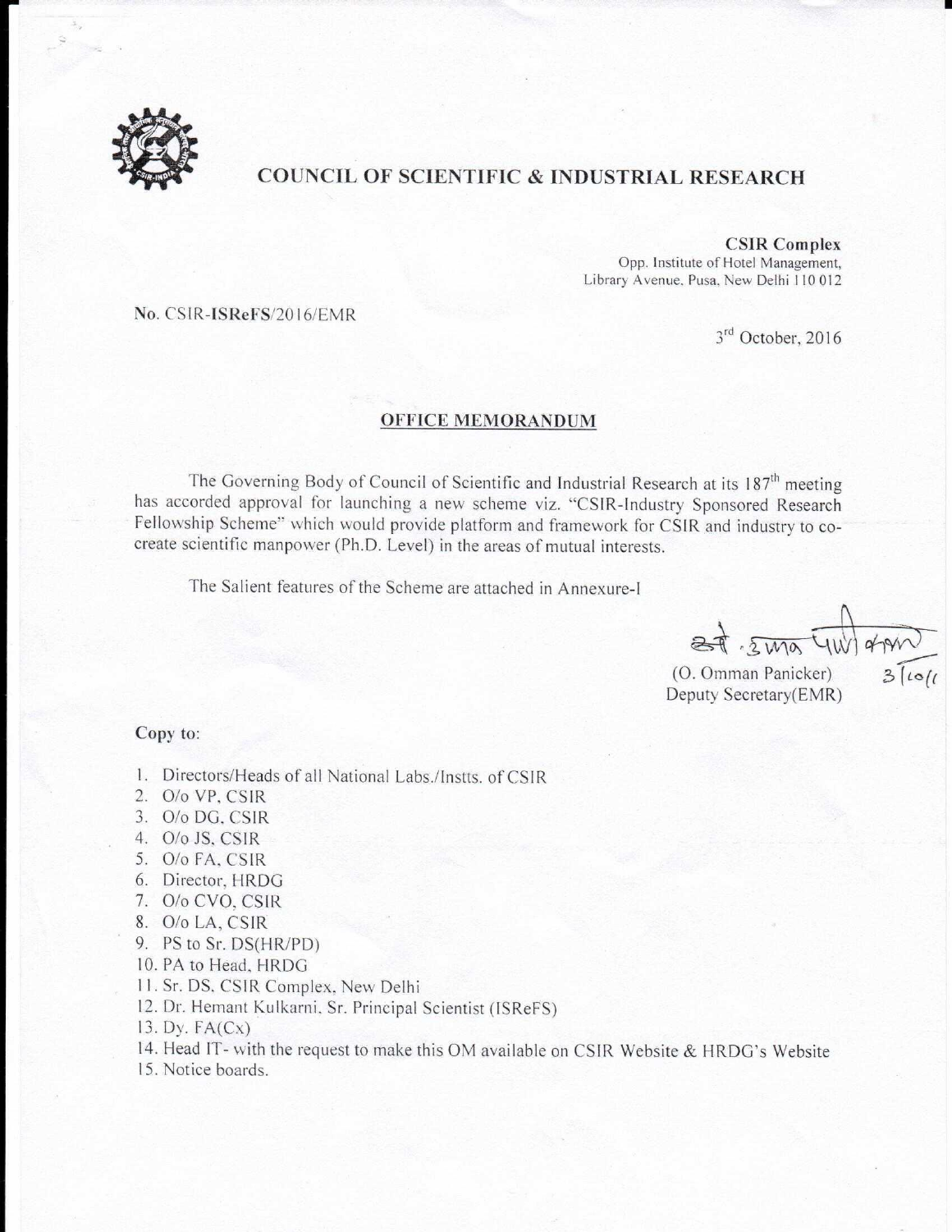# COUNCIL OF SCIENTIFIC & INDUSTRIAL RESEARCH

**CSIR Complex**
Opp. Institute of Hotel Management,
Library Avenue, Pusa, New Delhi 110 012

No. CSIR-**ISReFS**/2016/EMR

3rd October, 2016

## OFFICE MEMORANDUM

The Governing Body of Council of Scientific and Industrial Research at its 187th meeting has accorded approval for launching a new scheme viz. "CSIR-Industry Sponsored Research Fellowship Scheme" which would provide platform and framework for CSIR and industry to co-create scientific manpower (Ph.D. Level) in the areas of mutual interests.

The Salient features of the Scheme are attached in Annexure-I

ओ. उम्मन पणिक्कर
3/10/1

(O. Omman Panicker)
Deputy Secretary(EMR)

**Copy to:**

1. Directors/Heads of all National Labs./Instts. of CSIR
2. O/o VP, CSIR
3. O/o DG, CSIR
4. O/o JS, CSIR
5. O/o FA, CSIR
6. Director, HRDG
7. O/o CVO, CSIR
8. O/o LA, CSIR
9. PS to Sr. DS(HR/PD)
10. PA to Head, HRDG
11. Sr. DS, CSIR Complex, New Delhi
12. Dr. Hemant Kulkarni, Sr. Principal Scientist (ISReFS)
13. Dy. FA(Cx)
14. Head IT- with the request to make this OM available on CSIR Website & HRDG's Website
15. Notice boards.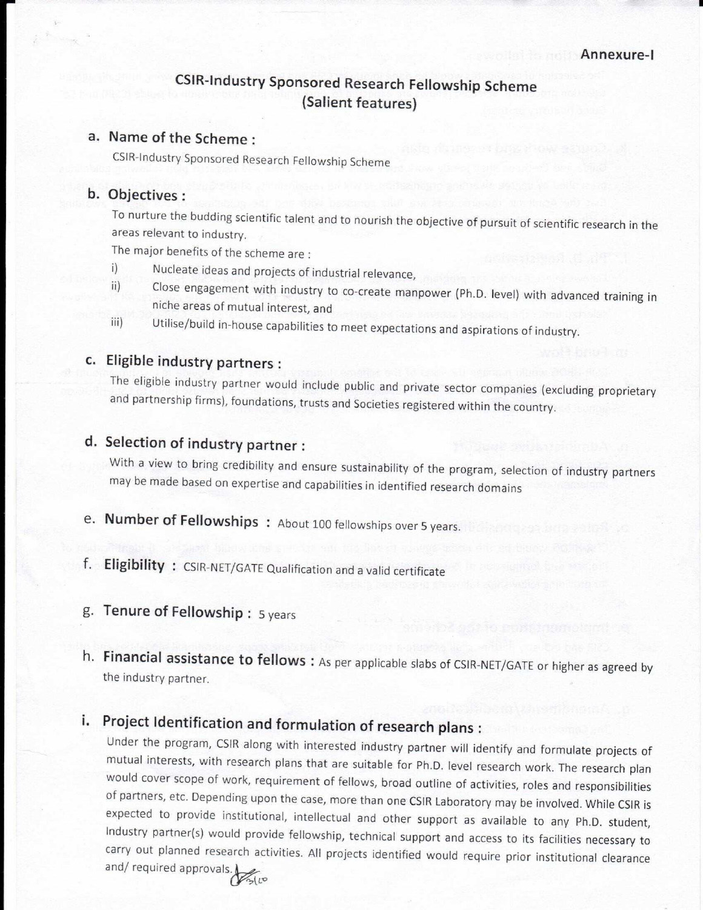Annexure-I

# CSIR-Industry Sponsored Research Fellowship Scheme
## (Salient features)

### a. Name of the Scheme :

CSIR-Industry Sponsored Research Fellowship Scheme

### b. Objectives :

To nurture the budding scientific talent and to nourish the objective of pursuit of scientific research in the areas relevant to industry.

The major benefits of the scheme are :

i) Nucleate ideas and projects of industrial relevance,

ii) Close engagement with industry to co-create manpower (Ph.D. level) with advanced training in niche areas of mutual interest, and

iii) Utilise/build in-house capabilities to meet expectations and aspirations of industry.

### c. Eligible industry partners :

The eligible industry partner would include public and private sector companies (excluding proprietary and partnership firms), foundations, trusts and Societies registered within the country.

### d. Selection of industry partner :

With a view to bring credibility and ensure sustainability of the program, selection of industry partners may be made based on expertise and capabilities in identified research domains

### e. Number of Fellowships : About 100 fellowships over 5 years.

### f. Eligibility : CSIR-NET/GATE Qualification and a valid certificate

### g. Tenure of Fellowship : 5 years

### h. Financial assistance to fellows : As per applicable slabs of CSIR-NET/GATE or higher as agreed by the industry partner.

### i. Project Identification and formulation of research plans :

Under the program, CSIR along with interested industry partner will identify and formulate projects of mutual interests, with research plans that are suitable for Ph.D. level research work. The research plan would cover scope of work, requirement of fellows, broad outline of activities, roles and responsibilities of partners, etc. Depending upon the case, more than one CSIR Laboratory may be involved. While CSIR is expected to provide institutional, intellectual and other support as available to any Ph.D. student, Industry partner(s) would provide fellowship, technical support and access to its facilities necessary to carry out planned research activities. All projects identified would require prior institutional clearance and/ required approvals.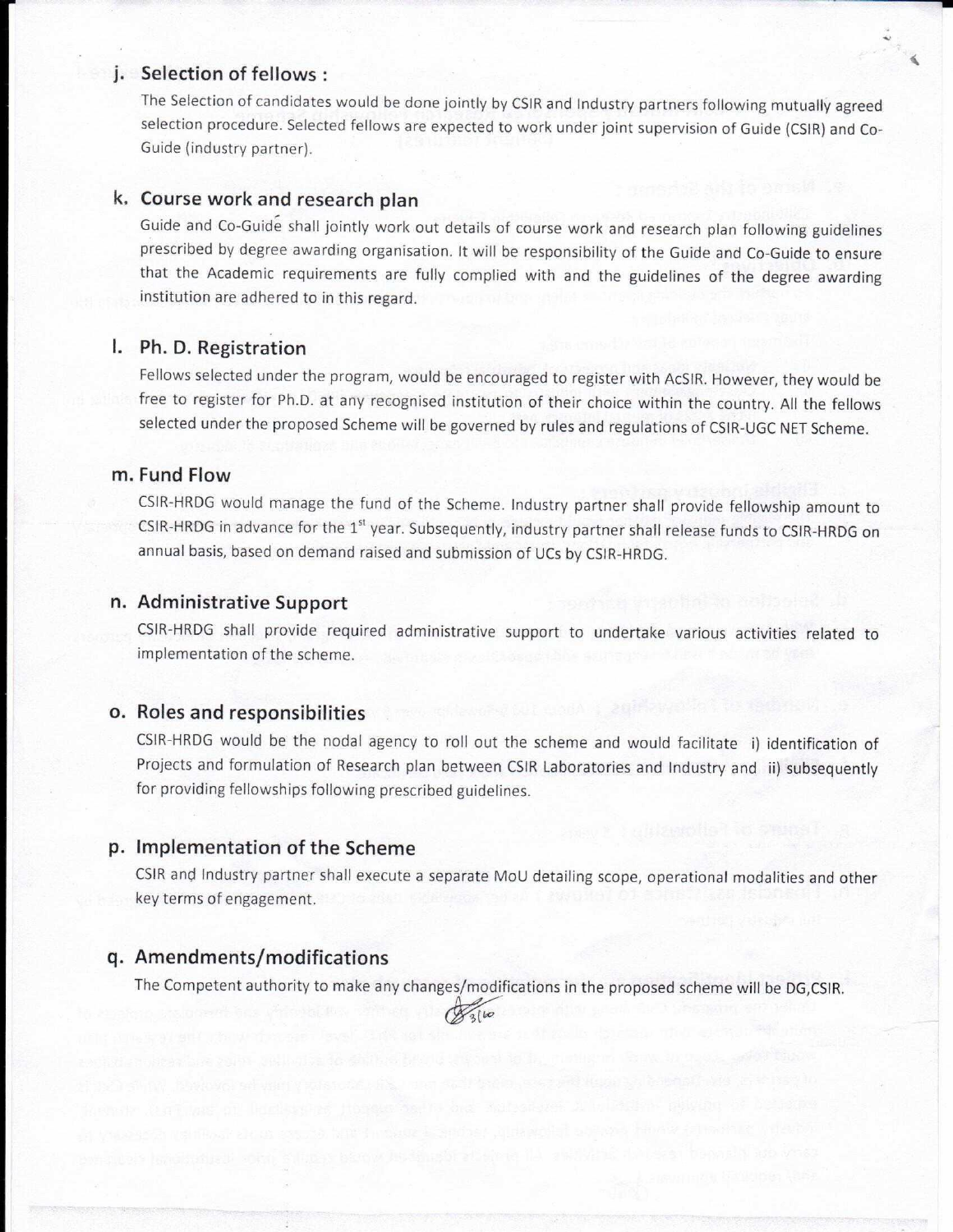## j. Selection of fellows :

The Selection of candidates would be done jointly by CSIR and Industry partners following mutually agreed selection procedure. Selected fellows are expected to work under joint supervision of Guide (CSIR) and Co-Guide (industry partner).

## k. Course work and research plan

Guide and Co-Guide shall jointly work out details of course work and research plan following guidelines prescribed by degree awarding organisation. It will be responsibility of the Guide and Co-Guide to ensure that the Academic requirements are fully complied with and the guidelines of the degree awarding institution are adhered to in this regard.

## l. Ph. D. Registration

Fellows selected under the program, would be encouraged to register with AcSIR. However, they would be free to register for Ph.D. at any recognised institution of their choice within the country. All the fellows selected under the proposed Scheme will be governed by rules and regulations of CSIR-UGC NET Scheme.

## m. Fund Flow

CSIR-HRDG would manage the fund of the Scheme. Industry partner shall provide fellowship amount to CSIR-HRDG in advance for the 1st year. Subsequently, industry partner shall release funds to CSIR-HRDG on annual basis, based on demand raised and submission of UCs by CSIR-HRDG.

## n. Administrative Support

CSIR-HRDG shall provide required administrative support to undertake various activities related to implementation of the scheme.

## o. Roles and responsibilities

CSIR-HRDG would be the nodal agency to roll out the scheme and would facilitate i) identification of Projects and formulation of Research plan between CSIR Laboratories and Industry and ii) subsequently for providing fellowships following prescribed guidelines.

## p. Implementation of the Scheme

CSIR and Industry partner shall execute a separate MoU detailing scope, operational modalities and other key terms of engagement.

## q. Amendments/modifications

The Competent authority to make any changes/modifications in the proposed scheme will be DG,CSIR.